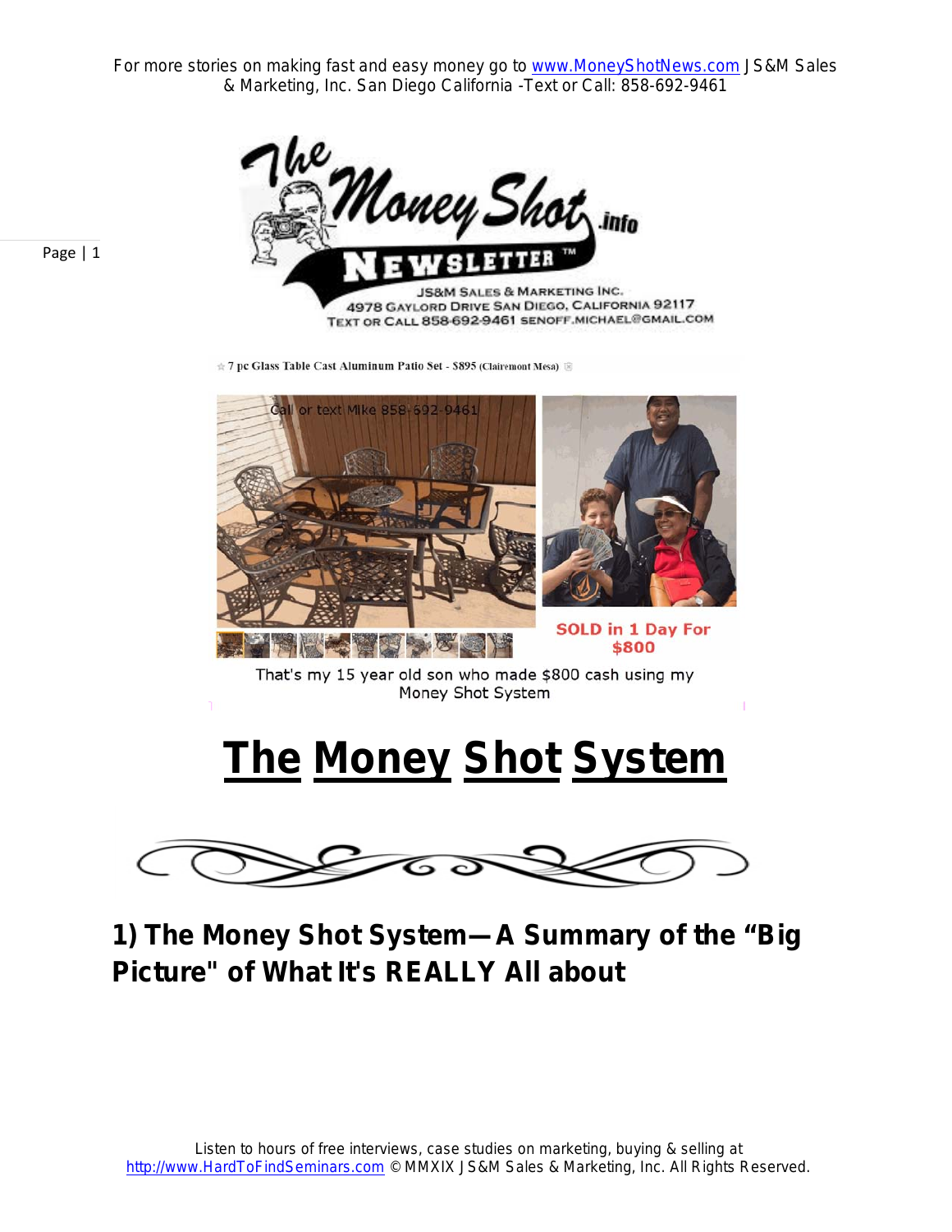☆ 7 pc Glass Table Cast Aluminum Patio Set - $895 (Clairemont Mesa)

Call or text Mike 858-692-9461

SOLD in 1 Day For $800

That's my 15 year old son who made $800 cash using my Money Shot System

# The Money Shot System

## 1) The Money Shot System—A Summary of the "Big Picture" of What It's REALLY All about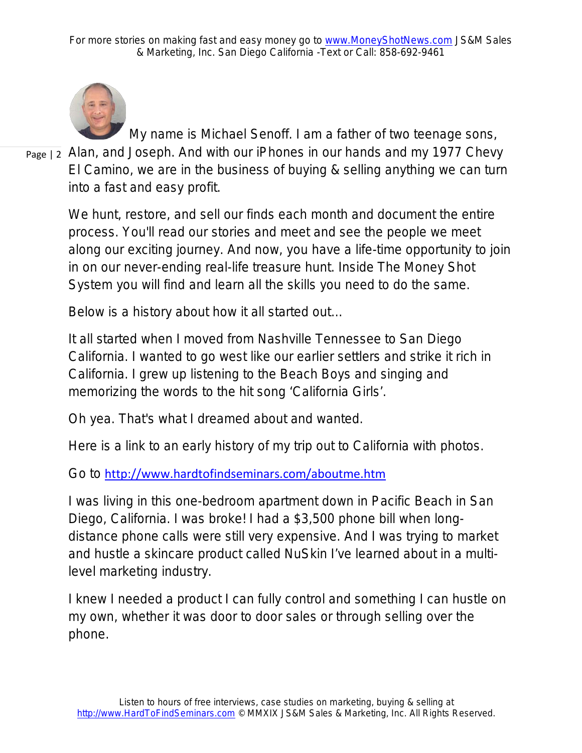My name is Michael Senoff. I am a father of two teenage sons, Alan, and Joseph. And with our iPhones in our hands and my 1977 Chevy El Camino, we are in the business of buying & selling anything we can turn into a fast and easy profit.

We hunt, restore, and sell our finds each month and document the entire process. You'll read our stories and meet and see the people we meet along our exciting journey. And now, you have a life-time opportunity to join in on our never-ending real-life treasure hunt. Inside The Money Shot System you will find and learn all the skills you need to do the same.

Below is a history about how it all started out…

It all started when I moved from Nashville Tennessee to San Diego California. I wanted to go west like our earlier settlers and strike it rich in California. I grew up listening to the Beach Boys and singing and memorizing the words to the hit song 'California Girls'.

Oh yea. That's what I dreamed about and wanted.

Here is a link to an early history of my trip out to California with photos.

Go to [http://www.hardtofindseminars.com/aboutme.htm](http://www.hardtofindseminars.com/aboutme.htm)

I was living in this one-bedroom apartment down in Pacific Beach in San Diego, California. I was broke! I had a $3,500 phone bill when long-distance phone calls were still very expensive. And I was trying to market and hustle a skincare product called NuSkin I've learned about in a multi-level marketing industry.

I knew I needed a product I can fully control and something I can hustle on my own, whether it was door to door sales or through selling over the phone.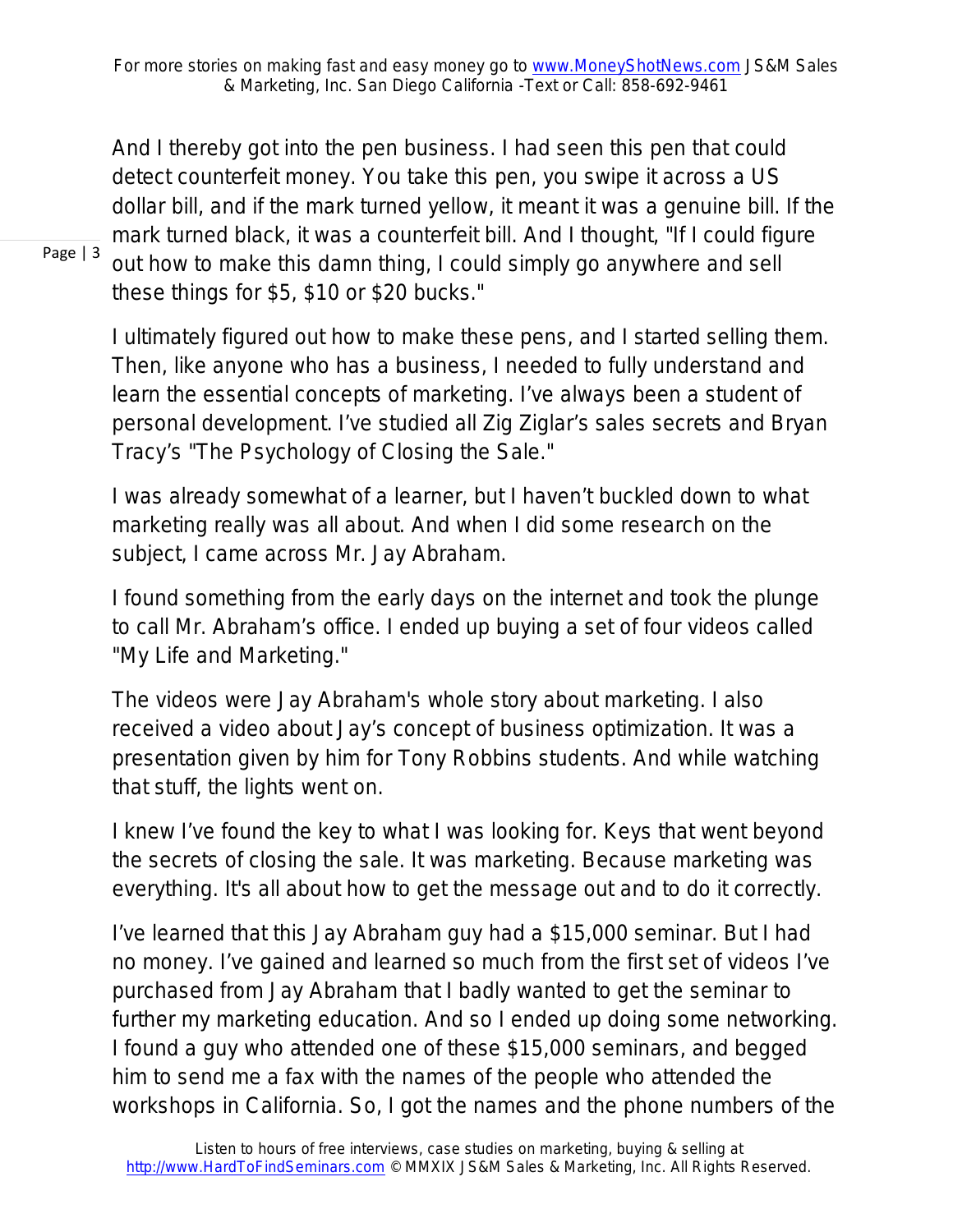And I thereby got into the pen business. I had seen this pen that could detect counterfeit money. You take this pen, you swipe it across a US dollar bill, and if the mark turned yellow, it meant it was a genuine bill. If the mark turned black, it was a counterfeit bill. And I thought, "If I could figure out how to make this damn thing, I could simply go anywhere and sell these things for $5, $10 or $20 bucks."

I ultimately figured out how to make these pens, and I started selling them. Then, like anyone who has a business, I needed to fully understand and learn the essential concepts of marketing. I've always been a student of personal development. I've studied all Zig Ziglar's sales secrets and Bryan Tracy's "The Psychology of Closing the Sale."

I was already somewhat of a learner, but I haven't buckled down to what marketing really was all about. And when I did some research on the subject, I came across Mr. Jay Abraham.

I found something from the early days on the internet and took the plunge to call Mr. Abraham's office. I ended up buying a set of four videos called "My Life and Marketing."

The videos were Jay Abraham's whole story about marketing. I also received a video about Jay's concept of business optimization. It was a presentation given by him for Tony Robbins students. And while watching that stuff, the lights went on.

I knew I've found the key to what I was looking for. Keys that went beyond the secrets of closing the sale. It was marketing. Because marketing was everything. It's all about how to get the message out and to do it correctly.

I've learned that this Jay Abraham guy had a $15,000 seminar. But I had no money. I've gained and learned so much from the first set of videos I've purchased from Jay Abraham that I badly wanted to get the seminar to further my marketing education. And so I ended up doing some networking. I found a guy who attended one of these $15,000 seminars, and begged him to send me a fax with the names of the people who attended the workshops in California. So, I got the names and the phone numbers of the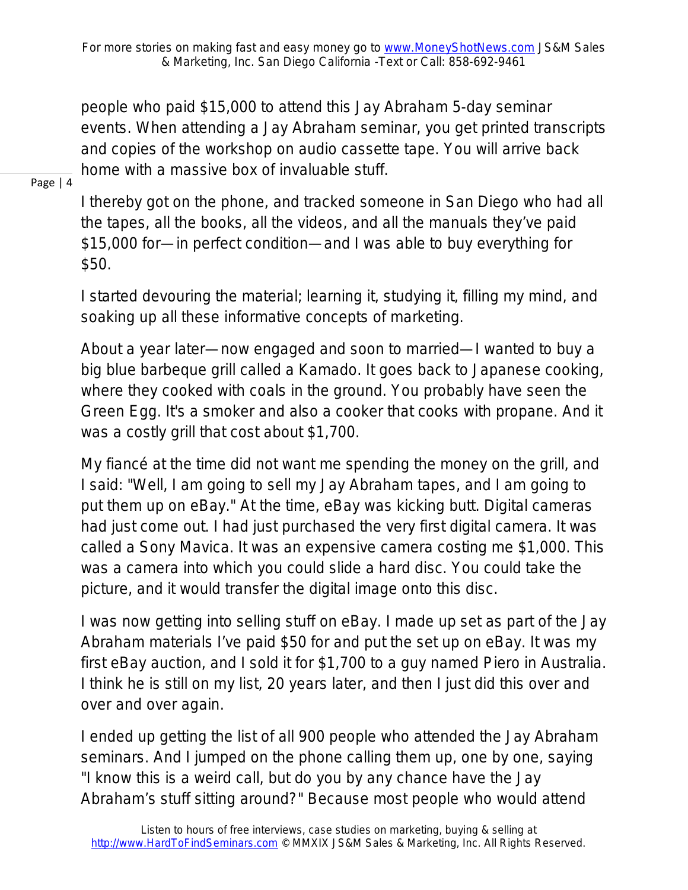people who paid $15,000 to attend this Jay Abraham 5-day seminar events. When attending a Jay Abraham seminar, you get printed transcripts and copies of the workshop on audio cassette tape. You will arrive back home with a massive box of invaluable stuff.

I thereby got on the phone, and tracked someone in San Diego who had all the tapes, all the books, all the videos, and all the manuals they've paid $15,000 for—in perfect condition—and I was able to buy everything for $50.

I started devouring the material; learning it, studying it, filling my mind, and soaking up all these informative concepts of marketing.

About a year later—now engaged and soon to married—I wanted to buy a big blue barbeque grill called a Kamado. It goes back to Japanese cooking, where they cooked with coals in the ground. You probably have seen the Green Egg. It's a smoker and also a cooker that cooks with propane. And it was a costly grill that cost about $1,700.

My fiancé at the time did not want me spending the money on the grill, and I said: "Well, I am going to sell my Jay Abraham tapes, and I am going to put them up on eBay." At the time, eBay was kicking butt. Digital cameras had just come out. I had just purchased the very first digital camera. It was called a Sony Mavica. It was an expensive camera costing me $1,000. This was a camera into which you could slide a hard disc. You could take the picture, and it would transfer the digital image onto this disc.

I was now getting into selling stuff on eBay. I made up set as part of the Jay Abraham materials I've paid $50 for and put the set up on eBay. It was my first eBay auction, and I sold it for $1,700 to a guy named Piero in Australia. I think he is still on my list, 20 years later, and then I just did this over and over and over again.

I ended up getting the list of all 900 people who attended the Jay Abraham seminars. And I jumped on the phone calling them up, one by one, saying "I know this is a weird call, but do you by any chance have the Jay Abraham's stuff sitting around?" Because most people who would attend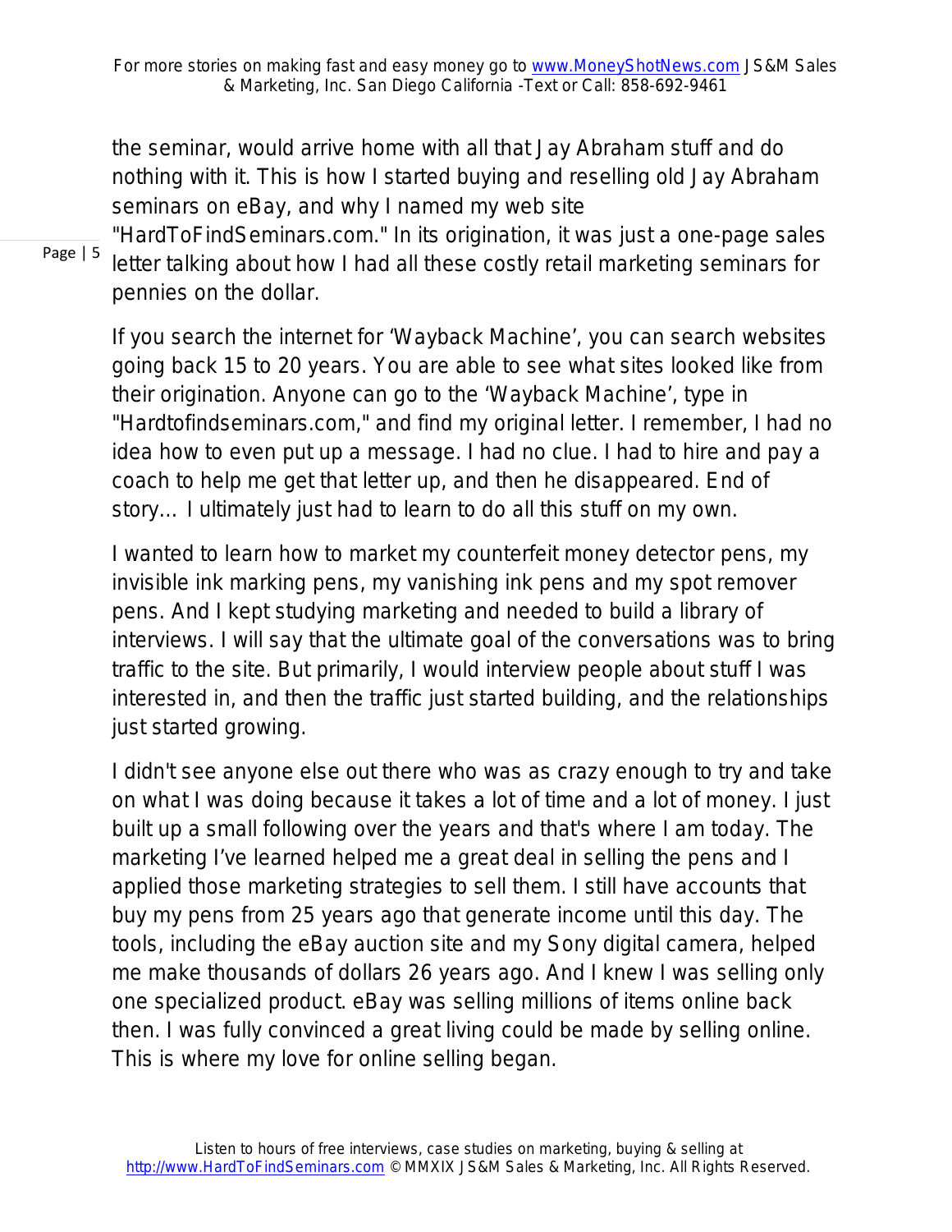the seminar, would arrive home with all that Jay Abraham stuff and do nothing with it. This is how I started buying and reselling old Jay Abraham seminars on eBay, and why I named my web site "HardToFindSeminars.com." In its origination, it was just a one-page sales letter talking about how I had all these costly retail marketing seminars for pennies on the dollar.

If you search the internet for 'Wayback Machine', you can search websites going back 15 to 20 years. You are able to see what sites looked like from their origination. Anyone can go to the 'Wayback Machine', type in "Hardtofindseminars.com," and find my original letter. I remember, I had no idea how to even put up a message. I had no clue. I had to hire and pay a coach to help me get that letter up, and then he disappeared. End of story… I ultimately just had to learn to do all this stuff on my own.

I wanted to learn how to market my counterfeit money detector pens, my invisible ink marking pens, my vanishing ink pens and my spot remover pens. And I kept studying marketing and needed to build a library of interviews. I will say that the ultimate goal of the conversations was to bring traffic to the site. But primarily, I would interview people about stuff I was interested in, and then the traffic just started building, and the relationships just started growing.

I didn't see anyone else out there who was as crazy enough to try and take on what I was doing because it takes a lot of time and a lot of money. I just built up a small following over the years and that's where I am today. The marketing I've learned helped me a great deal in selling the pens and I applied those marketing strategies to sell them. I still have accounts that buy my pens from 25 years ago that generate income until this day. The tools, including the eBay auction site and my Sony digital camera, helped me make thousands of dollars 26 years ago. And I knew I was selling only one specialized product. eBay was selling millions of items online back then. I was fully convinced a great living could be made by selling online. This is where my love for online selling began.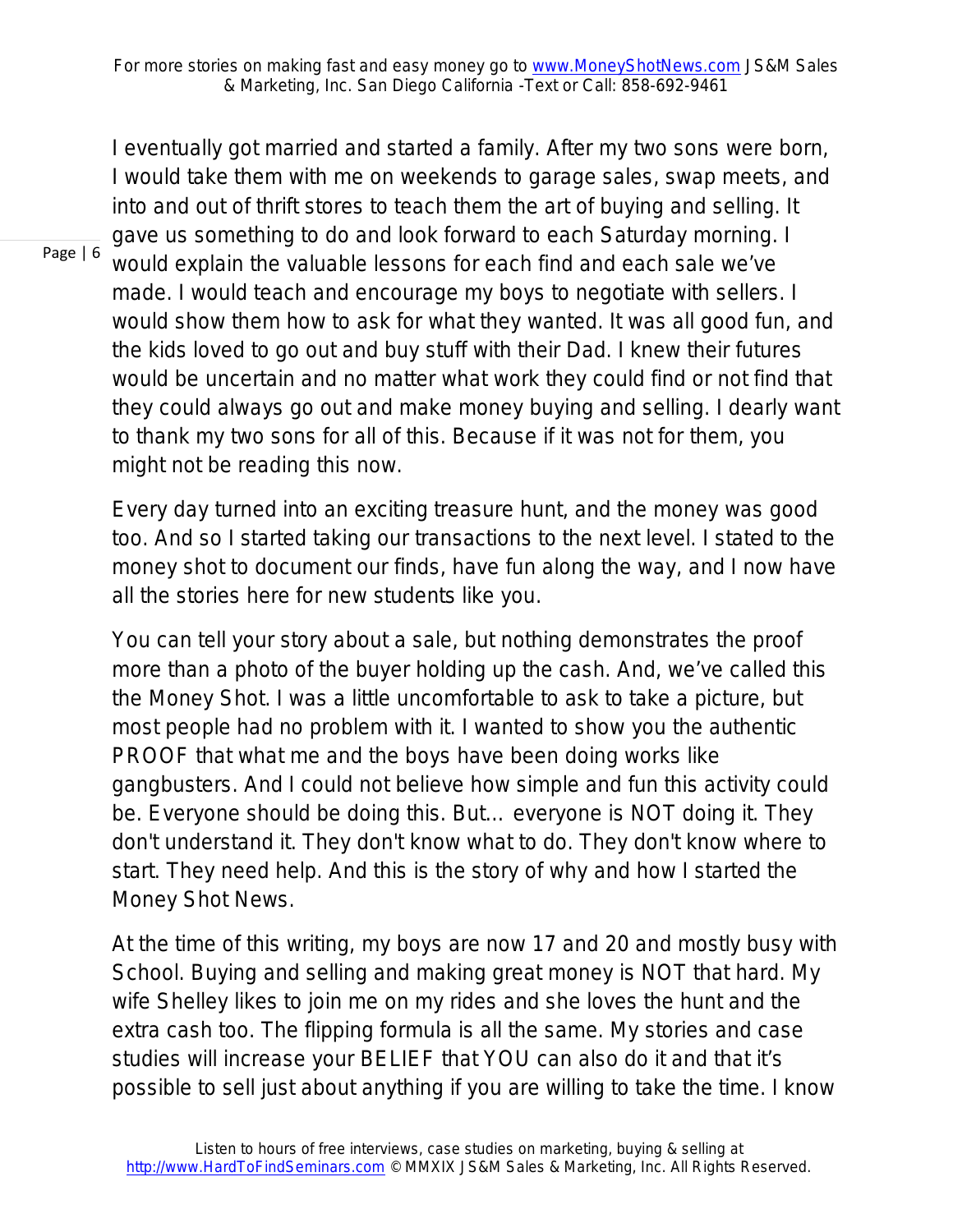I eventually got married and started a family. After my two sons were born, I would take them with me on weekends to garage sales, swap meets, and into and out of thrift stores to teach them the art of buying and selling. It gave us something to do and look forward to each Saturday morning. I would explain the valuable lessons for each find and each sale we've made. I would teach and encourage my boys to negotiate with sellers. I would show them how to ask for what they wanted. It was all good fun, and the kids loved to go out and buy stuff with their Dad. I knew their futures would be uncertain and no matter what work they could find or not find that they could always go out and make money buying and selling. I dearly want to thank my two sons for all of this. Because if it was not for them, you might not be reading this now.

Every day turned into an exciting treasure hunt, and the money was good too. And so I started taking our transactions to the next level. I stated to the money shot to document our finds, have fun along the way, and I now have all the stories here for new students like you.

You can tell your story about a sale, but nothing demonstrates the proof more than a photo of the buyer holding up the cash. And, we've called this the Money Shot. I was a little uncomfortable to ask to take a picture, but most people had no problem with it. I wanted to show you the authentic PROOF that what me and the boys have been doing works like gangbusters. And I could not believe how simple and fun this activity could be. Everyone should be doing this. But… everyone is NOT doing it. They don't understand it. They don't know what to do. They don't know where to start. They need help. And this is the story of why and how I started the Money Shot News.

At the time of this writing, my boys are now 17 and 20 and mostly busy with School. Buying and selling and making great money is NOT that hard. My wife Shelley likes to join me on my rides and she loves the hunt and the extra cash too. The flipping formula is all the same. My stories and case studies will increase your BELIEF that YOU can also do it and that it's possible to sell just about anything if you are willing to take the time. I know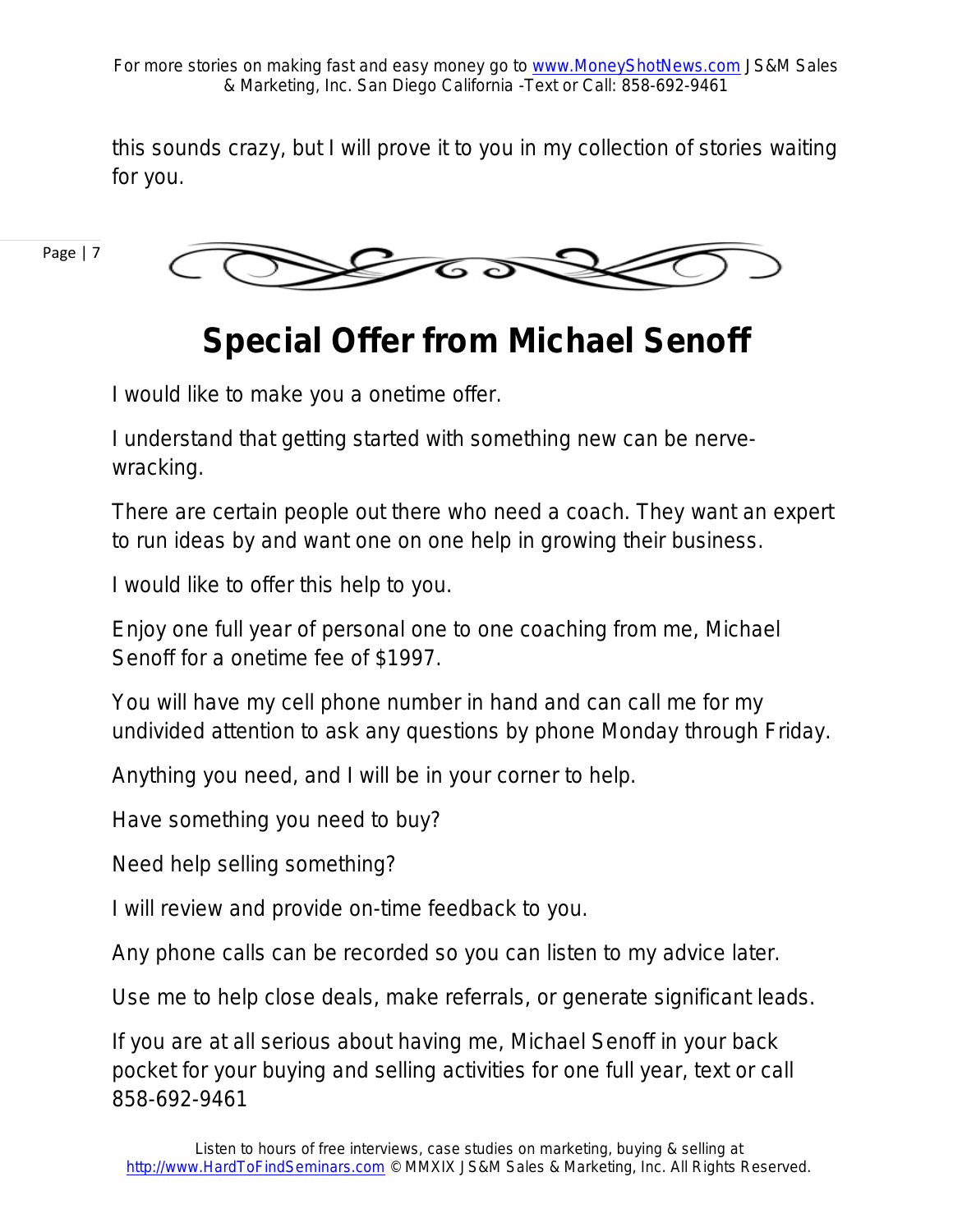this sounds crazy, but I will prove it to you in my collection of stories waiting for you.

## Special Offer from Michael Senoff

I would like to make you a onetime offer.

I understand that getting started with something new can be nerve-wracking.

There are certain people out there who need a coach. They want an expert to run ideas by and want one on one help in growing their business.

I would like to offer this help to you.

Enjoy one full year of personal one to one coaching from me, Michael Senoff for a onetime fee of $1997.

You will have my cell phone number in hand and can call me for my undivided attention to ask any questions by phone Monday through Friday.

Anything you need, and I will be in your corner to help.

Have something you need to buy?

Need help selling something?

I will review and provide on-time feedback to you.

Any phone calls can be recorded so you can listen to my advice later.

Use me to help close deals, make referrals, or generate significant leads.

If you are at all serious about having me, Michael Senoff in your back pocket for your buying and selling activities for one full year, text or call 858-692-9461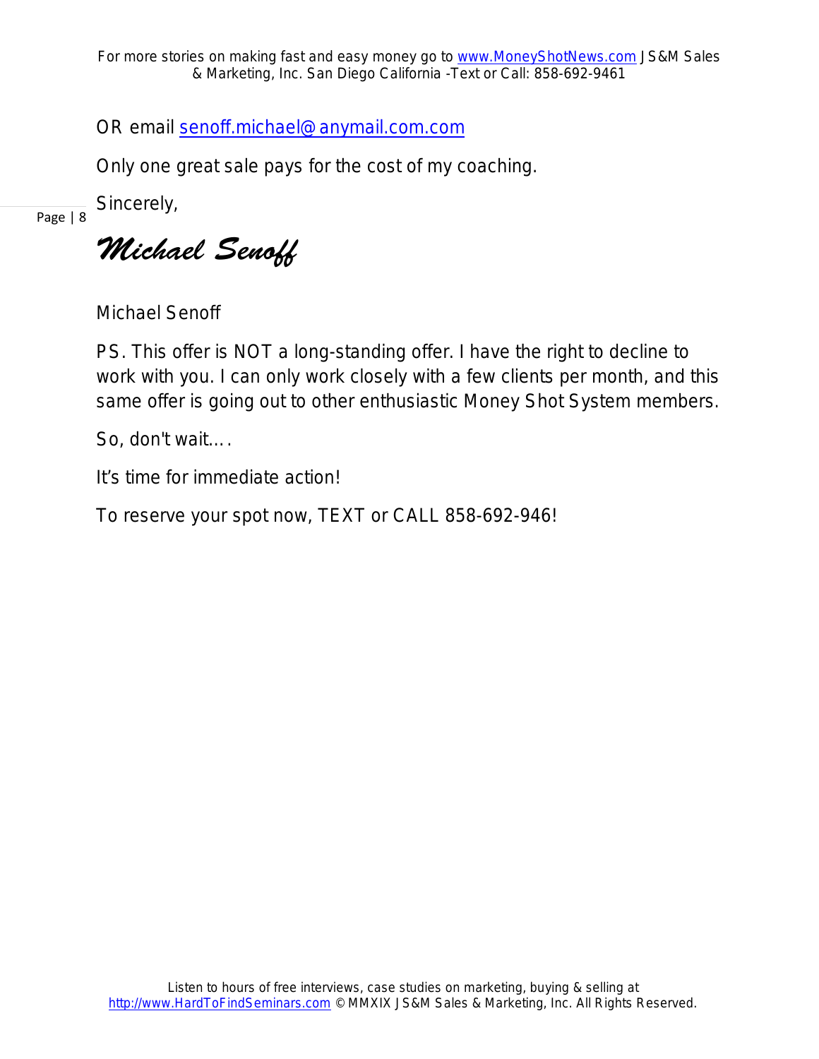OR email senoff.michael@anymail.com.com

Only one great sale pays for the cost of my coaching.

Sincerely,

*Michael Senoff*

Michael Senoff

PS. This offer is NOT a long-standing offer. I have the right to decline to work with you. I can only work closely with a few clients per month, and this same offer is going out to other enthusiastic Money Shot System members.

So, don't wait….

It's time for immediate action!

To reserve your spot now, TEXT or CALL 858-692-946!